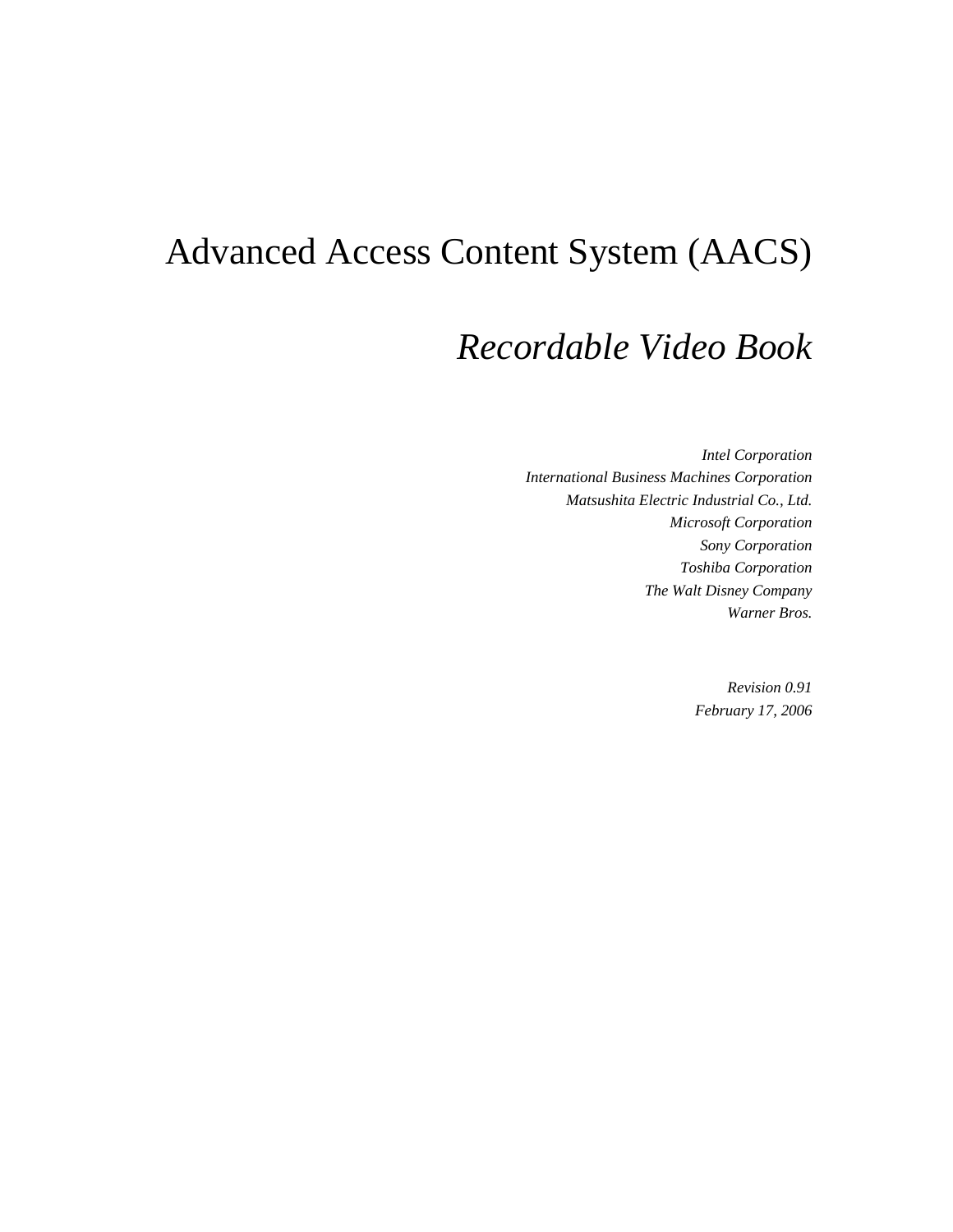# Advanced Access Content System (AACS)

## *Recordable Video Book*

*Intel Corporation*
*International Business Machines Corporation*
*Matsushita Electric Industrial Co., Ltd.*
*Microsoft Corporation*
*Sony Corporation*
*Toshiba Corporation*
*The Walt Disney Company*
*Warner Bros.*

*Revision 0.91*
*February 17, 2006*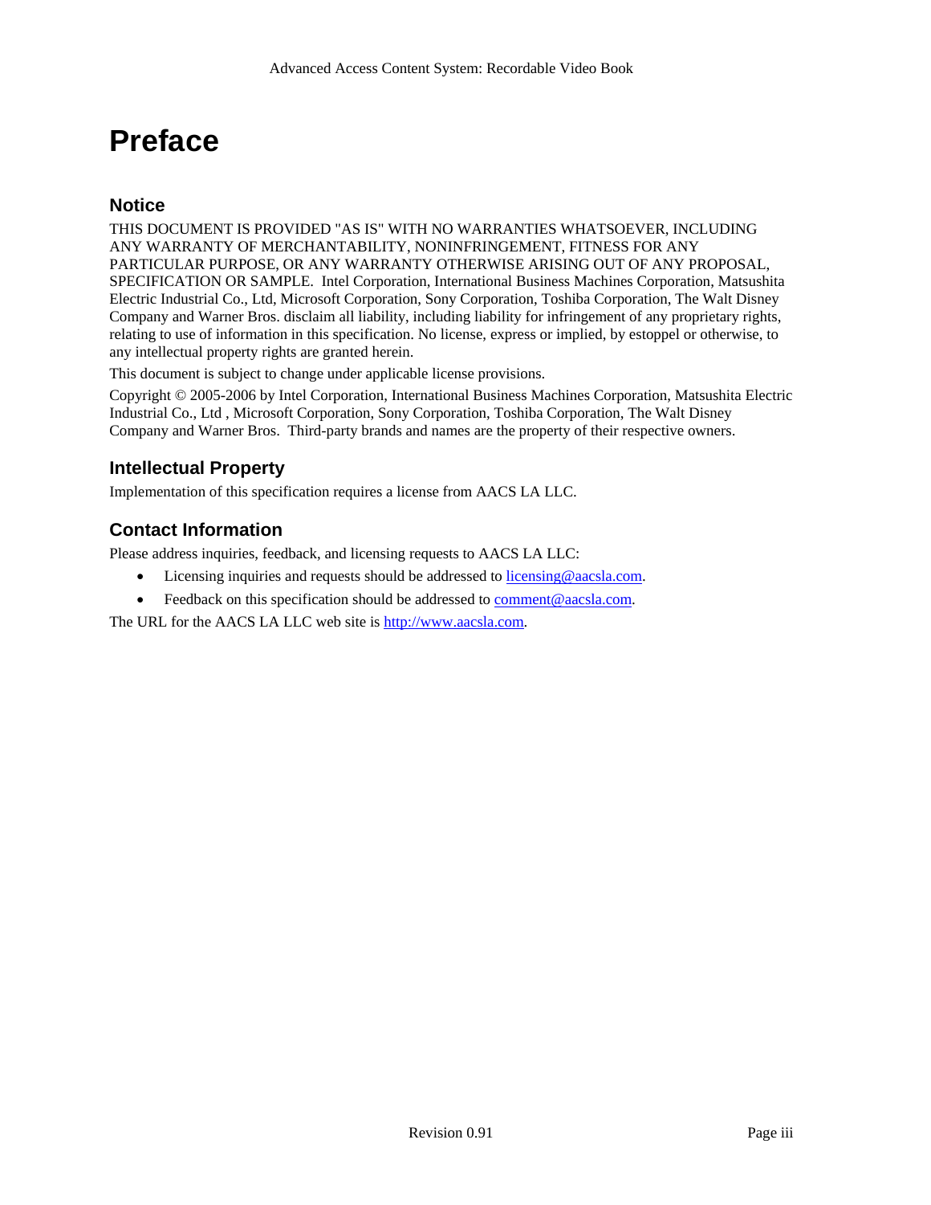# Preface

## Notice

THIS DOCUMENT IS PROVIDED "AS IS" WITH NO WARRANTIES WHATSOEVER, INCLUDING ANY WARRANTY OF MERCHANTABILITY, NONINFRINGEMENT, FITNESS FOR ANY PARTICULAR PURPOSE, OR ANY WARRANTY OTHERWISE ARISING OUT OF ANY PROPOSAL, SPECIFICATION OR SAMPLE. Intel Corporation, International Business Machines Corporation, Matsushita Electric Industrial Co., Ltd, Microsoft Corporation, Sony Corporation, Toshiba Corporation, The Walt Disney Company and Warner Bros. disclaim all liability, including liability for infringement of any proprietary rights, relating to use of information in this specification. No license, express or implied, by estoppel or otherwise, to any intellectual property rights are granted herein.

This document is subject to change under applicable license provisions.

Copyright © 2005-2006 by Intel Corporation, International Business Machines Corporation, Matsushita Electric Industrial Co., Ltd , Microsoft Corporation, Sony Corporation, Toshiba Corporation, The Walt Disney Company and Warner Bros. Third-party brands and names are the property of their respective owners.

## Intellectual Property

Implementation of this specification requires a license from AACS LA LLC.

## Contact Information

Please address inquiries, feedback, and licensing requests to AACS LA LLC:

- Licensing inquiries and requests should be addressed to licensing@aacsla.com.
- Feedback on this specification should be addressed to comment@aacsla.com.

The URL for the AACS LA LLC web site is http://www.aacsla.com.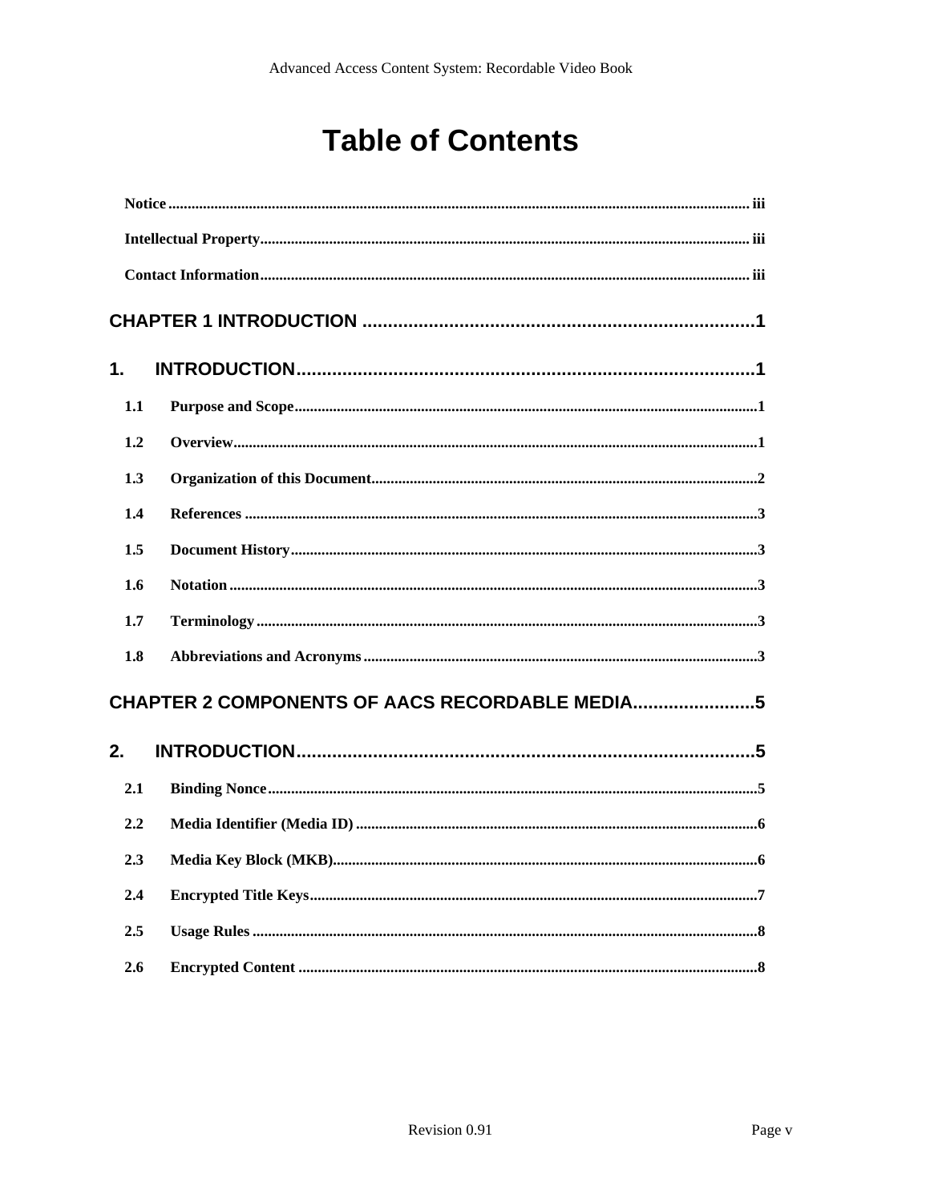# Table of Contents

**Notice** ........ iii

**Intellectual Property** ........ iii

**Contact Information** ........ iii

**CHAPTER 1 INTRODUCTION** ........ 1

**1. INTRODUCTION** ........ 1

- **1.1 Purpose and Scope** ........ 1
- **1.2 Overview** ........ 1
- **1.3 Organization of this Document** ........ 2
- **1.4 References** ........ 3
- **1.5 Document History** ........ 3
- **1.6 Notation** ........ 3
- **1.7 Terminology** ........ 3
- **1.8 Abbreviations and Acronyms** ........ 3

**CHAPTER 2 COMPONENTS OF AACS RECORDABLE MEDIA** ........ 5

**2. INTRODUCTION** ........ 5

- **2.1 Binding Nonce** ........ 5
- **2.2 Media Identifier (Media ID)** ........ 6
- **2.3 Media Key Block (MKB)** ........ 6
- **2.4 Encrypted Title Keys** ........ 7
- **2.5 Usage Rules** ........ 8
- **2.6 Encrypted Content** ........ 8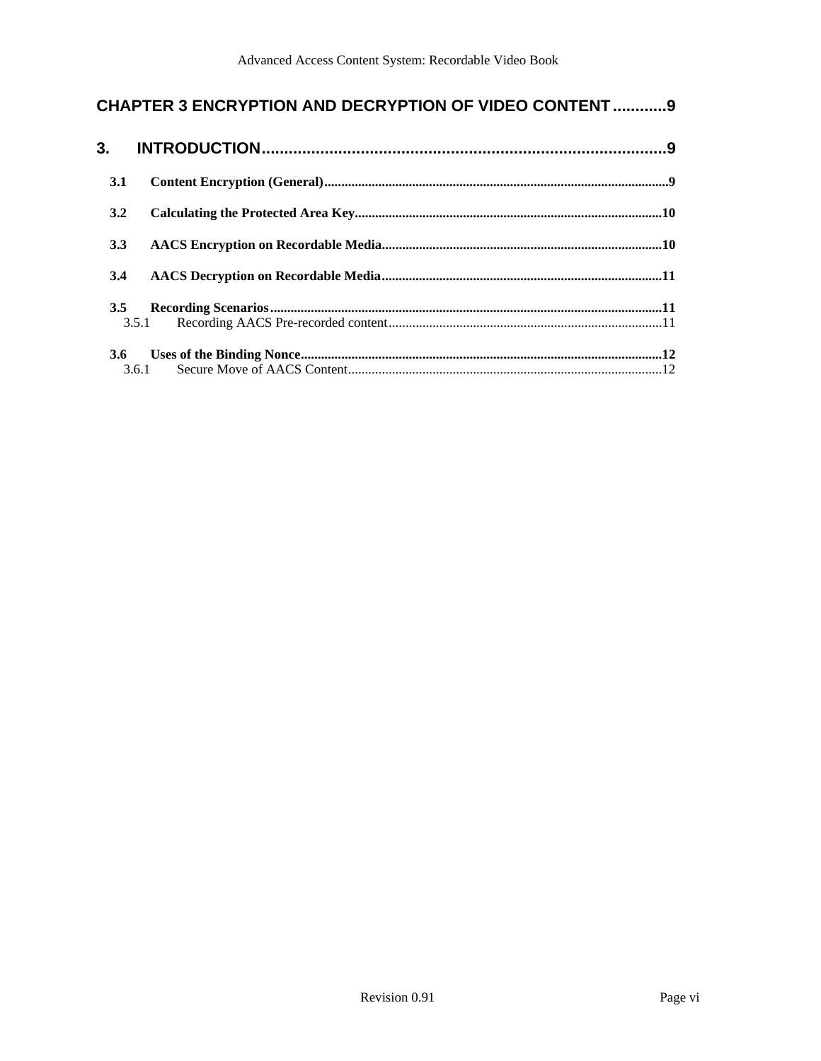**CHAPTER 3 ENCRYPTION AND DECRYPTION OF VIDEO CONTENT ............9**

**3. INTRODUCTION..........................................................................................9**

**3.1 Content Encryption (General)......................................................................................................9**

**3.2 Calculating the Protected Area Key...........................................................................................10**

**3.3 AACS Encryption on Recordable Media...................................................................................10**

**3.4 AACS Decryption on Recordable Media...................................................................................11**

**3.5 Recording Scenarios...................................................................................................................11**

3.5.1 Recording AACS Pre-recorded content.................................................................................11

**3.6 Uses of the Binding Nonce..........................................................................................................12**

3.6.1 Secure Move of AACS Content............................................................................................12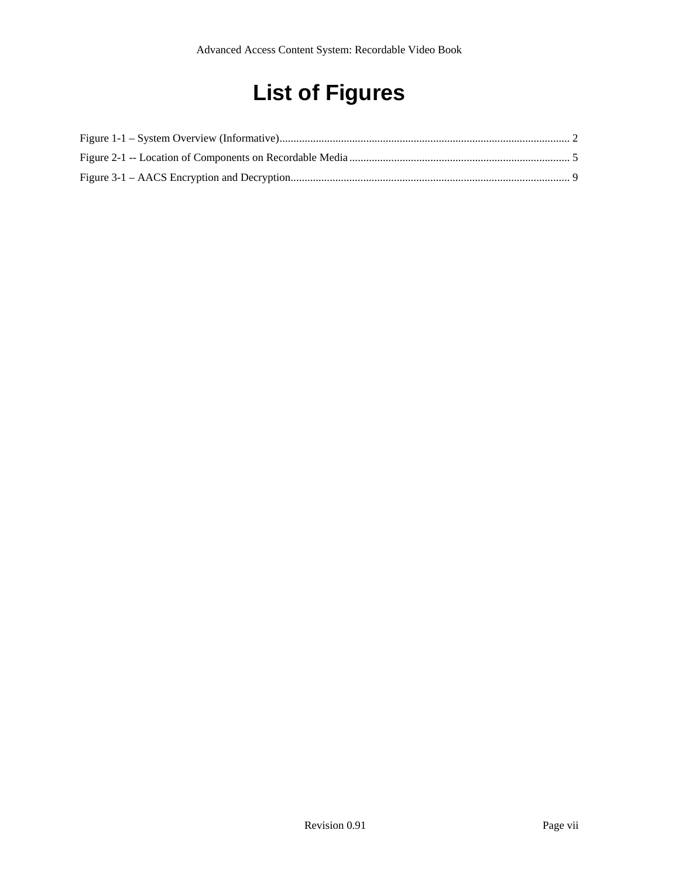# List of Figures

Figure 1-1 – System Overview (Informative)........................................................................................................ 2

Figure 2-1 -- Location of Components on Recordable Media ............................................................................... 5

Figure 3-1 – AACS Encryption and Decryption.................................................................................................... 9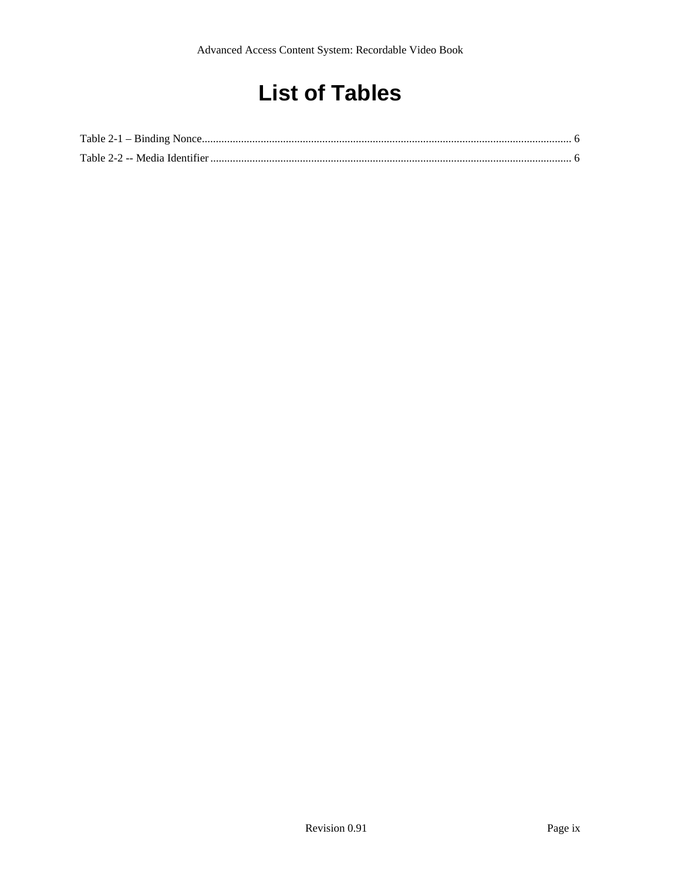# List of Tables

Table 2-1 – Binding Nonce.................................................................................................................................... 6

Table 2-2 -- Media Identifier ................................................................................................................................ 6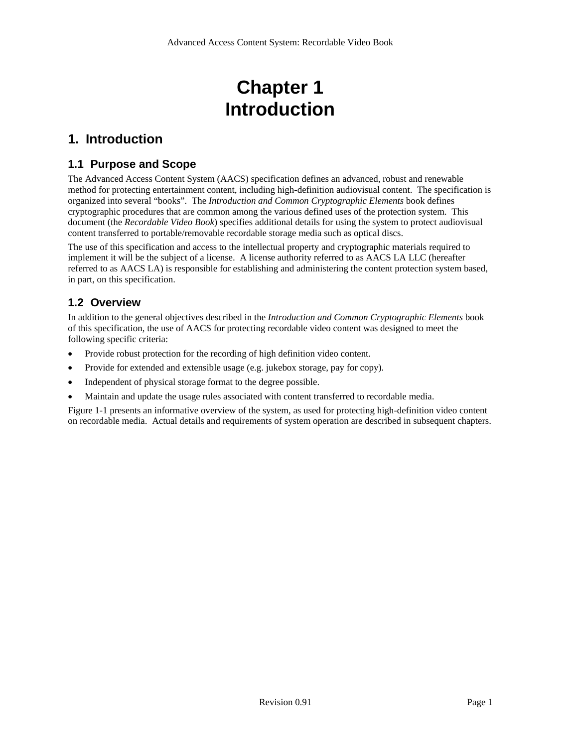# Chapter 1
# Introduction

## 1. Introduction

### 1.1 Purpose and Scope

The Advanced Access Content System (AACS) specification defines an advanced, robust and renewable method for protecting entertainment content, including high-definition audiovisual content. The specification is organized into several "books". The *Introduction and Common Cryptographic Elements* book defines cryptographic procedures that are common among the various defined uses of the protection system. This document (the *Recordable Video Book*) specifies additional details for using the system to protect audiovisual content transferred to portable/removable recordable storage media such as optical discs.

The use of this specification and access to the intellectual property and cryptographic materials required to implement it will be the subject of a license. A license authority referred to as AACS LA LLC (hereafter referred to as AACS LA) is responsible for establishing and administering the content protection system based, in part, on this specification.

### 1.2 Overview

In addition to the general objectives described in the *Introduction and Common Cryptographic Elements* book of this specification, the use of AACS for protecting recordable video content was designed to meet the following specific criteria:

- Provide robust protection for the recording of high definition video content.
- Provide for extended and extensible usage (e.g. jukebox storage, pay for copy).
- Independent of physical storage format to the degree possible.
- Maintain and update the usage rules associated with content transferred to recordable media.

Figure 1-1 presents an informative overview of the system, as used for protecting high-definition video content on recordable media. Actual details and requirements of system operation are described in subsequent chapters.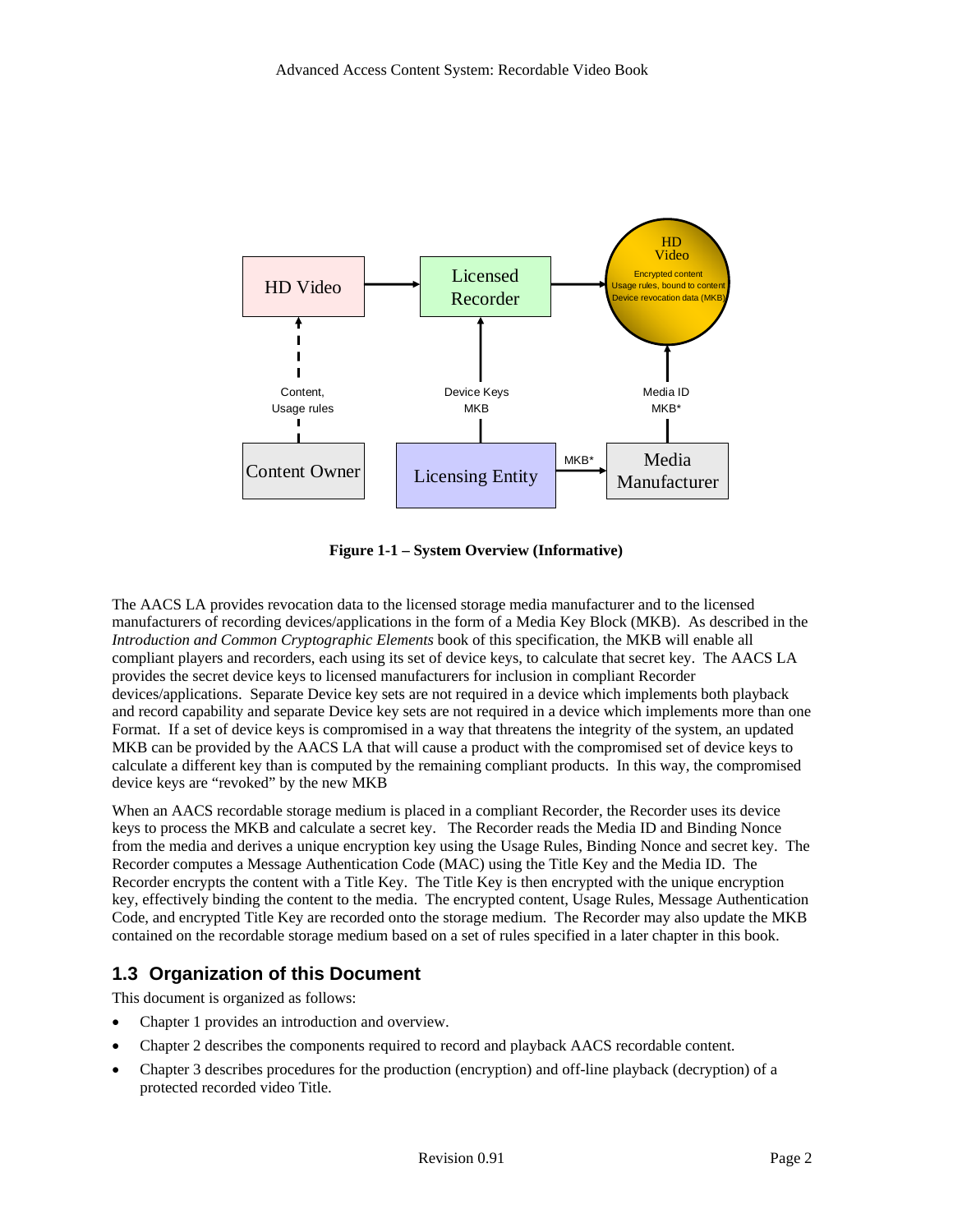**Figure 1-1 – System Overview (Informative)**

The AACS LA provides revocation data to the licensed storage media manufacturer and to the licensed manufacturers of recording devices/applications in the form of a Media Key Block (MKB). As described in the *Introduction and Common Cryptographic Elements* book of this specification, the MKB will enable all compliant players and recorders, each using its set of device keys, to calculate that secret key. The AACS LA provides the secret device keys to licensed manufacturers for inclusion in compliant Recorder devices/applications. Separate Device key sets are not required in a device which implements both playback and record capability and separate Device key sets are not required in a device which implements more than one Format. If a set of device keys is compromised in a way that threatens the integrity of the system, an updated MKB can be provided by the AACS LA that will cause a product with the compromised set of device keys to calculate a different key than is computed by the remaining compliant products. In this way, the compromised device keys are "revoked" by the new MKB

When an AACS recordable storage medium is placed in a compliant Recorder, the Recorder uses its device keys to process the MKB and calculate a secret key. The Recorder reads the Media ID and Binding Nonce from the media and derives a unique encryption key using the Usage Rules, Binding Nonce and secret key. The Recorder computes a Message Authentication Code (MAC) using the Title Key and the Media ID. The Recorder encrypts the content with a Title Key. The Title Key is then encrypted with the unique encryption key, effectively binding the content to the media. The encrypted content, Usage Rules, Message Authentication Code, and encrypted Title Key are recorded onto the storage medium. The Recorder may also update the MKB contained on the recordable storage medium based on a set of rules specified in a later chapter in this book.

## 1.3 Organization of this Document

This document is organized as follows:

- Chapter 1 provides an introduction and overview.
- Chapter 2 describes the components required to record and playback AACS recordable content.
- Chapter 3 describes procedures for the production (encryption) and off-line playback (decryption) of a protected recorded video Title.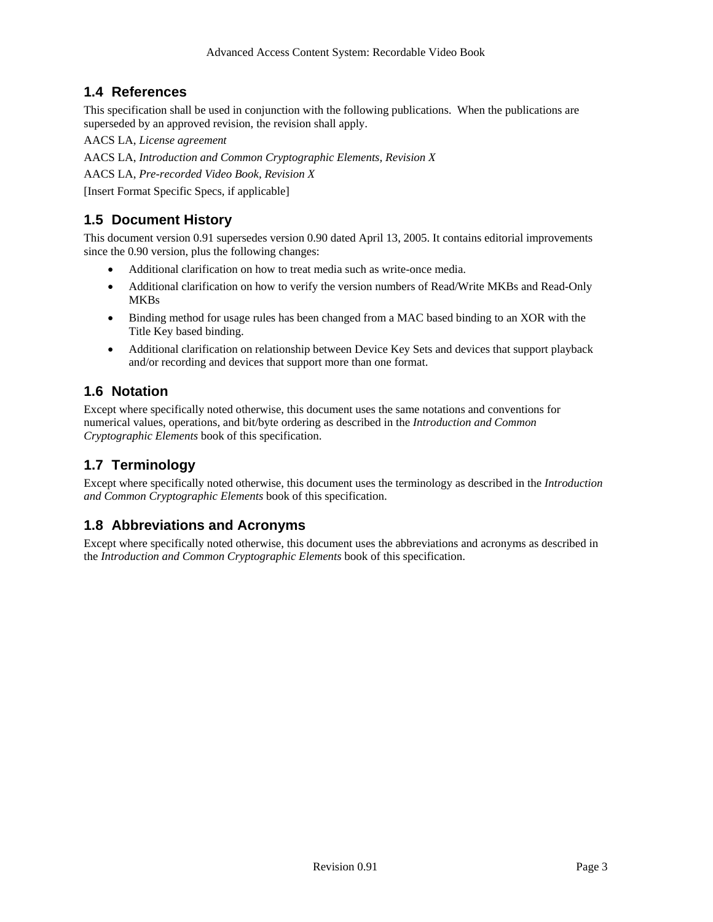## 1.4 References

This specification shall be used in conjunction with the following publications. When the publications are superseded by an approved revision, the revision shall apply.

AACS LA, *License agreement*

AACS LA, *Introduction and Common Cryptographic Elements, Revision X*

AACS LA, *Pre-recorded Video Book, Revision X*

[Insert Format Specific Specs, if applicable]

## 1.5 Document History

This document version 0.91 supersedes version 0.90 dated April 13, 2005. It contains editorial improvements since the 0.90 version, plus the following changes:

- Additional clarification on how to treat media such as write-once media.
- Additional clarification on how to verify the version numbers of Read/Write MKBs and Read-Only MKBs
- Binding method for usage rules has been changed from a MAC based binding to an XOR with the Title Key based binding.
- Additional clarification on relationship between Device Key Sets and devices that support playback and/or recording and devices that support more than one format.

## 1.6 Notation

Except where specifically noted otherwise, this document uses the same notations and conventions for numerical values, operations, and bit/byte ordering as described in the *Introduction and Common Cryptographic Elements* book of this specification.

## 1.7 Terminology

Except where specifically noted otherwise, this document uses the terminology as described in the *Introduction and Common Cryptographic Elements* book of this specification.

## 1.8 Abbreviations and Acronyms

Except where specifically noted otherwise, this document uses the abbreviations and acronyms as described in the *Introduction and Common Cryptographic Elements* book of this specification.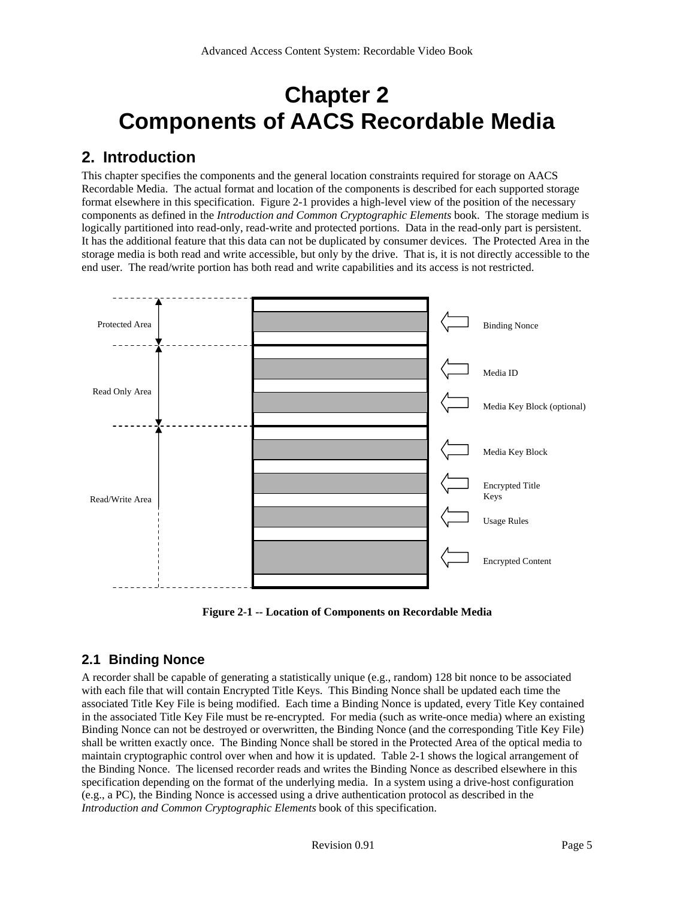# Chapter 2
# Components of AACS Recordable Media

## 2. Introduction

This chapter specifies the components and the general location constraints required for storage on AACS Recordable Media. The actual format and location of the components is described for each supported storage format elsewhere in this specification. Figure 2-1 provides a high-level view of the position of the necessary components as defined in the *Introduction and Common Cryptographic Elements* book. The storage medium is logically partitioned into read-only, read-write and protected portions. Data in the read-only part is persistent. It has the additional feature that this data can not be duplicated by consumer devices. The Protected Area in the storage media is both read and write accessible, but only by the drive. That is, it is not directly accessible to the end user. The read/write portion has both read and write capabilities and its access is not restricted.

Protected Area — Binding Nonce

Read Only Area — Media ID; Media Key Block (optional)

Read/Write Area — Media Key Block; Encrypted Title Keys; Usage Rules; Encrypted Content

**Figure 2-1 -- Location of Components on Recordable Media**

## 2.1 Binding Nonce

A recorder shall be capable of generating a statistically unique (e.g., random) 128 bit nonce to be associated with each file that will contain Encrypted Title Keys. This Binding Nonce shall be updated each time the associated Title Key File is being modified. Each time a Binding Nonce is updated, every Title Key contained in the associated Title Key File must be re-encrypted. For media (such as write-once media) where an existing Binding Nonce can not be destroyed or overwritten, the Binding Nonce (and the corresponding Title Key File) shall be written exactly once. The Binding Nonce shall be stored in the Protected Area of the optical media to maintain cryptographic control over when and how it is updated. Table 2-1 shows the logical arrangement of the Binding Nonce. The licensed recorder reads and writes the Binding Nonce as described elsewhere in this specification depending on the format of the underlying media. In a system using a drive-host configuration (e.g., a PC), the Binding Nonce is accessed using a drive authentication protocol as described in the *Introduction and Common Cryptographic Elements* book of this specification.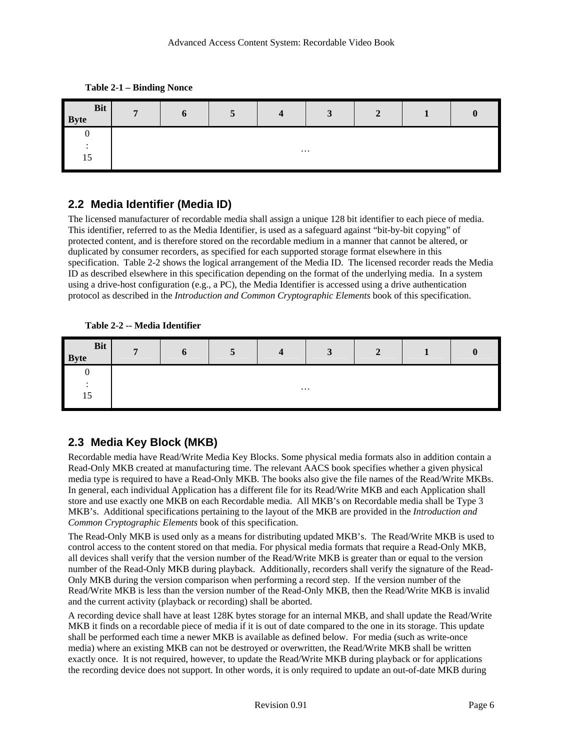**Table 2-1 – Binding Nonce**

| Bit / Byte | 7 | 6 | 5 | 4 | 3 | 2 | 1 | 0 |
|---|---|---|---|---|---|---|---|---|
| 0 : 15 | … | | | | | | | |

## 2.2 Media Identifier (Media ID)

The licensed manufacturer of recordable media shall assign a unique 128 bit identifier to each piece of media. This identifier, referred to as the Media Identifier, is used as a safeguard against "bit-by-bit copying" of protected content, and is therefore stored on the recordable medium in a manner that cannot be altered, or duplicated by consumer recorders, as specified for each supported storage format elsewhere in this specification. Table 2-2 shows the logical arrangement of the Media ID. The licensed recorder reads the Media ID as described elsewhere in this specification depending on the format of the underlying media. In a system using a drive-host configuration (e.g., a PC), the Media Identifier is accessed using a drive authentication protocol as described in the *Introduction and Common Cryptographic Elements* book of this specification.

**Table 2-2 -- Media Identifier**

| Bit / Byte | 7 | 6 | 5 | 4 | 3 | 2 | 1 | 0 |
|---|---|---|---|---|---|---|---|---|
| 0 : 15 | … | | | | | | | |

## 2.3 Media Key Block (MKB)

Recordable media have Read/Write Media Key Blocks. Some physical media formats also in addition contain a Read-Only MKB created at manufacturing time. The relevant AACS book specifies whether a given physical media type is required to have a Read-Only MKB. The books also give the file names of the Read/Write MKBs. In general, each individual Application has a different file for its Read/Write MKB and each Application shall store and use exactly one MKB on each Recordable media. All MKB's on Recordable media shall be Type 3 MKB's. Additional specifications pertaining to the layout of the MKB are provided in the *Introduction and Common Cryptographic Elements* book of this specification.

The Read-Only MKB is used only as a means for distributing updated MKB's. The Read/Write MKB is used to control access to the content stored on that media. For physical media formats that require a Read-Only MKB, all devices shall verify that the version number of the Read/Write MKB is greater than or equal to the version number of the Read-Only MKB during playback. Additionally, recorders shall verify the signature of the Read-Only MKB during the version comparison when performing a record step. If the version number of the Read/Write MKB is less than the version number of the Read-Only MKB, then the Read/Write MKB is invalid and the current activity (playback or recording) shall be aborted.

A recording device shall have at least 128K bytes storage for an internal MKB, and shall update the Read/Write MKB it finds on a recordable piece of media if it is out of date compared to the one in its storage. This update shall be performed each time a newer MKB is available as defined below. For media (such as write-once media) where an existing MKB can not be destroyed or overwritten, the Read/Write MKB shall be written exactly once. It is not required, however, to update the Read/Write MKB during playback or for applications the recording device does not support. In other words, it is only required to update an out-of-date MKB during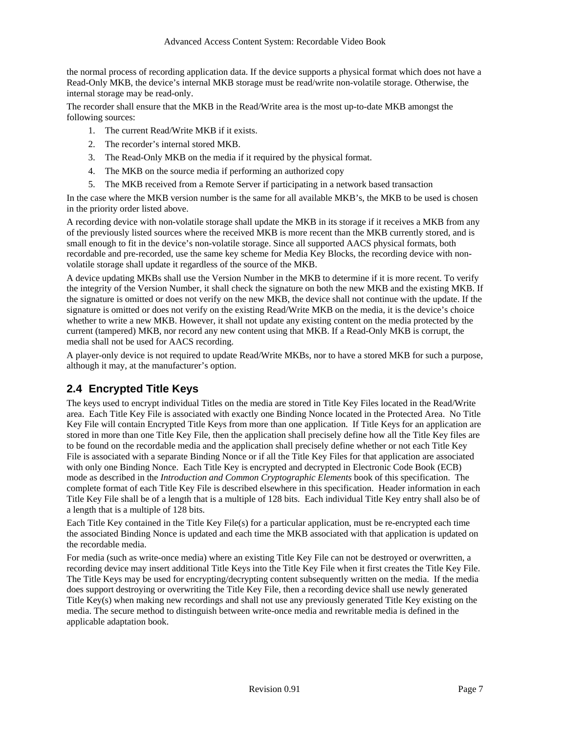the normal process of recording application data. If the device supports a physical format which does not have a Read-Only MKB, the device's internal MKB storage must be read/write non-volatile storage. Otherwise, the internal storage may be read-only.

The recorder shall ensure that the MKB in the Read/Write area is the most up-to-date MKB amongst the following sources:

1. The current Read/Write MKB if it exists.
2. The recorder's internal stored MKB.
3. The Read-Only MKB on the media if it required by the physical format.
4. The MKB on the source media if performing an authorized copy
5. The MKB received from a Remote Server if participating in a network based transaction

In the case where the MKB version number is the same for all available MKB's, the MKB to be used is chosen in the priority order listed above.

A recording device with non-volatile storage shall update the MKB in its storage if it receives a MKB from any of the previously listed sources where the received MKB is more recent than the MKB currently stored, and is small enough to fit in the device's non-volatile storage. Since all supported AACS physical formats, both recordable and pre-recorded, use the same key scheme for Media Key Blocks, the recording device with non-volatile storage shall update it regardless of the source of the MKB.

A device updating MKBs shall use the Version Number in the MKB to determine if it is more recent. To verify the integrity of the Version Number, it shall check the signature on both the new MKB and the existing MKB. If the signature is omitted or does not verify on the new MKB, the device shall not continue with the update. If the signature is omitted or does not verify on the existing Read/Write MKB on the media, it is the device's choice whether to write a new MKB. However, it shall not update any existing content on the media protected by the current (tampered) MKB, nor record any new content using that MKB. If a Read-Only MKB is corrupt, the media shall not be used for AACS recording.

A player-only device is not required to update Read/Write MKBs, nor to have a stored MKB for such a purpose, although it may, at the manufacturer's option.

## 2.4 Encrypted Title Keys

The keys used to encrypt individual Titles on the media are stored in Title Key Files located in the Read/Write area. Each Title Key File is associated with exactly one Binding Nonce located in the Protected Area. No Title Key File will contain Encrypted Title Keys from more than one application. If Title Keys for an application are stored in more than one Title Key File, then the application shall precisely define how all the Title Key files are to be found on the recordable media and the application shall precisely define whether or not each Title Key File is associated with a separate Binding Nonce or if all the Title Key Files for that application are associated with only one Binding Nonce. Each Title Key is encrypted and decrypted in Electronic Code Book (ECB) mode as described in the *Introduction and Common Cryptographic Elements* book of this specification. The complete format of each Title Key File is described elsewhere in this specification. Header information in each Title Key File shall be of a length that is a multiple of 128 bits. Each individual Title Key entry shall also be of a length that is a multiple of 128 bits.

Each Title Key contained in the Title Key File(s) for a particular application, must be re-encrypted each time the associated Binding Nonce is updated and each time the MKB associated with that application is updated on the recordable media.

For media (such as write-once media) where an existing Title Key File can not be destroyed or overwritten, a recording device may insert additional Title Keys into the Title Key File when it first creates the Title Key File. The Title Keys may be used for encrypting/decrypting content subsequently written on the media. If the media does support destroying or overwriting the Title Key File, then a recording device shall use newly generated Title Key(s) when making new recordings and shall not use any previously generated Title Key existing on the media. The secure method to distinguish between write-once media and rewritable media is defined in the applicable adaptation book.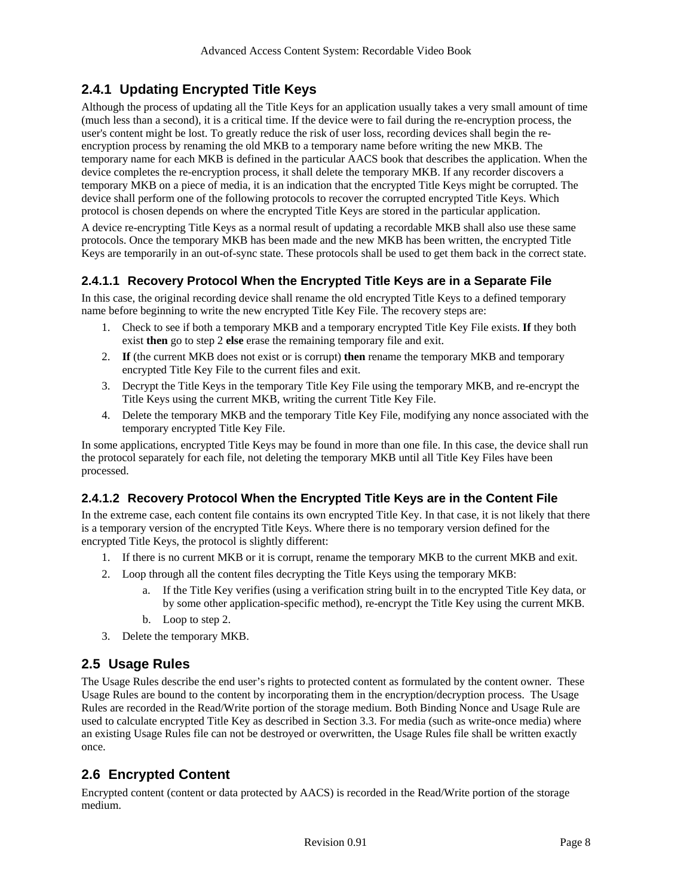### 2.4.1 Updating Encrypted Title Keys

Although the process of updating all the Title Keys for an application usually takes a very small amount of time (much less than a second), it is a critical time. If the device were to fail during the re-encryption process, the user's content might be lost. To greatly reduce the risk of user loss, recording devices shall begin the re-encryption process by renaming the old MKB to a temporary name before writing the new MKB. The temporary name for each MKB is defined in the particular AACS book that describes the application. When the device completes the re-encryption process, it shall delete the temporary MKB. If any recorder discovers a temporary MKB on a piece of media, it is an indication that the encrypted Title Keys might be corrupted. The device shall perform one of the following protocols to recover the corrupted encrypted Title Keys. Which protocol is chosen depends on where the encrypted Title Keys are stored in the particular application.

A device re-encrypting Title Keys as a normal result of updating a recordable MKB shall also use these same protocols. Once the temporary MKB has been made and the new MKB has been written, the encrypted Title Keys are temporarily in an out-of-sync state. These protocols shall be used to get them back in the correct state.

#### 2.4.1.1 Recovery Protocol When the Encrypted Title Keys are in a Separate File

In this case, the original recording device shall rename the old encrypted Title Keys to a defined temporary name before beginning to write the new encrypted Title Key File. The recovery steps are:

1. Check to see if both a temporary MKB and a temporary encrypted Title Key File exists. **If** they both exist **then** go to step 2 **else** erase the remaining temporary file and exit.
2. **If** (the current MKB does not exist or is corrupt) **then** rename the temporary MKB and temporary encrypted Title Key File to the current files and exit.
3. Decrypt the Title Keys in the temporary Title Key File using the temporary MKB, and re-encrypt the Title Keys using the current MKB, writing the current Title Key File.
4. Delete the temporary MKB and the temporary Title Key File, modifying any nonce associated with the temporary encrypted Title Key File.

In some applications, encrypted Title Keys may be found in more than one file. In this case, the device shall run the protocol separately for each file, not deleting the temporary MKB until all Title Key Files have been processed.

#### 2.4.1.2 Recovery Protocol When the Encrypted Title Keys are in the Content File

In the extreme case, each content file contains its own encrypted Title Key. In that case, it is not likely that there is a temporary version of the encrypted Title Keys. Where there is no temporary version defined for the encrypted Title Keys, the protocol is slightly different:

1. If there is no current MKB or it is corrupt, rename the temporary MKB to the current MKB and exit.
2. Loop through all the content files decrypting the Title Keys using the temporary MKB:
   a. If the Title Key verifies (using a verification string built in to the encrypted Title Key data, or by some other application-specific method), re-encrypt the Title Key using the current MKB.
   b. Loop to step 2.
3. Delete the temporary MKB.

### 2.5 Usage Rules

The Usage Rules describe the end user's rights to protected content as formulated by the content owner. These Usage Rules are bound to the content by incorporating them in the encryption/decryption process. The Usage Rules are recorded in the Read/Write portion of the storage medium. Both Binding Nonce and Usage Rule are used to calculate encrypted Title Key as described in Section 3.3. For media (such as write-once media) where an existing Usage Rules file can not be destroyed or overwritten, the Usage Rules file shall be written exactly once.

### 2.6 Encrypted Content

Encrypted content (content or data protected by AACS) is recorded in the Read/Write portion of the storage medium.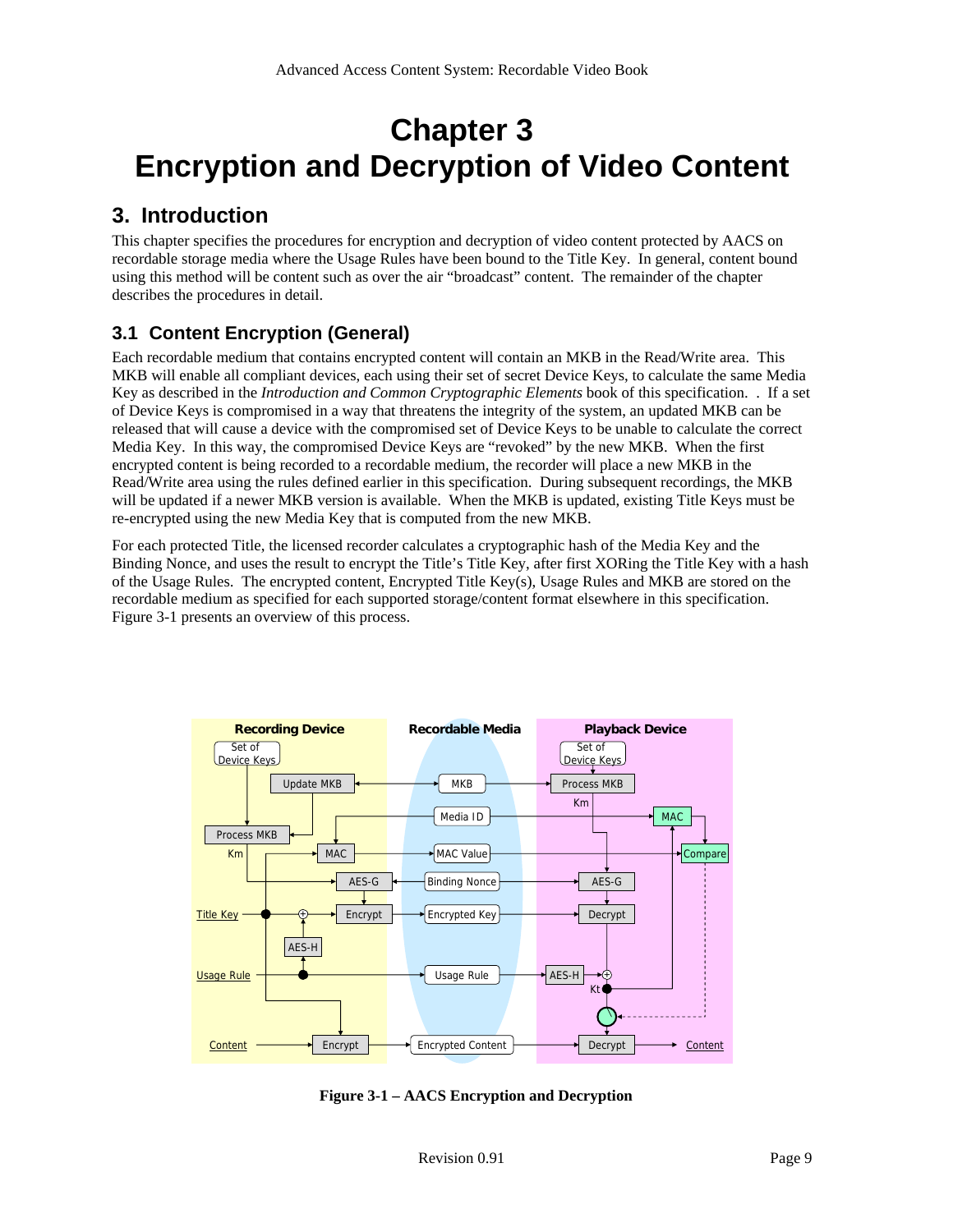# Chapter 3
# Encryption and Decryption of Video Content

## 3. Introduction

This chapter specifies the procedures for encryption and decryption of video content protected by AACS on recordable storage media where the Usage Rules have been bound to the Title Key. In general, content bound using this method will be content such as over the air "broadcast" content. The remainder of the chapter describes the procedures in detail.

### 3.1 Content Encryption (General)

Each recordable medium that contains encrypted content will contain an MKB in the Read/Write area. This MKB will enable all compliant devices, each using their set of secret Device Keys, to calculate the same Media Key as described in the *Introduction and Common Cryptographic Elements* book of this specification. . If a set of Device Keys is compromised in a way that threatens the integrity of the system, an updated MKB can be released that will cause a device with the compromised set of Device Keys to be unable to calculate the correct Media Key. In this way, the compromised Device Keys are "revoked" by the new MKB. When the first encrypted content is being recorded to a recordable medium, the recorder will place a new MKB in the Read/Write area using the rules defined earlier in this specification. During subsequent recordings, the MKB will be updated if a newer MKB version is available. When the MKB is updated, existing Title Keys must be re-encrypted using the new Media Key that is computed from the new MKB.

For each protected Title, the licensed recorder calculates a cryptographic hash of the Media Key and the Binding Nonce, and uses the result to encrypt the Title's Title Key, after first XORing the Title Key with a hash of the Usage Rules. The encrypted content, Encrypted Title Key(s), Usage Rules and MKB are stored on the recordable medium as specified for each supported storage/content format elsewhere in this specification. Figure 3-1 presents an overview of this process.

**Figure 3-1 – AACS Encryption and Decryption**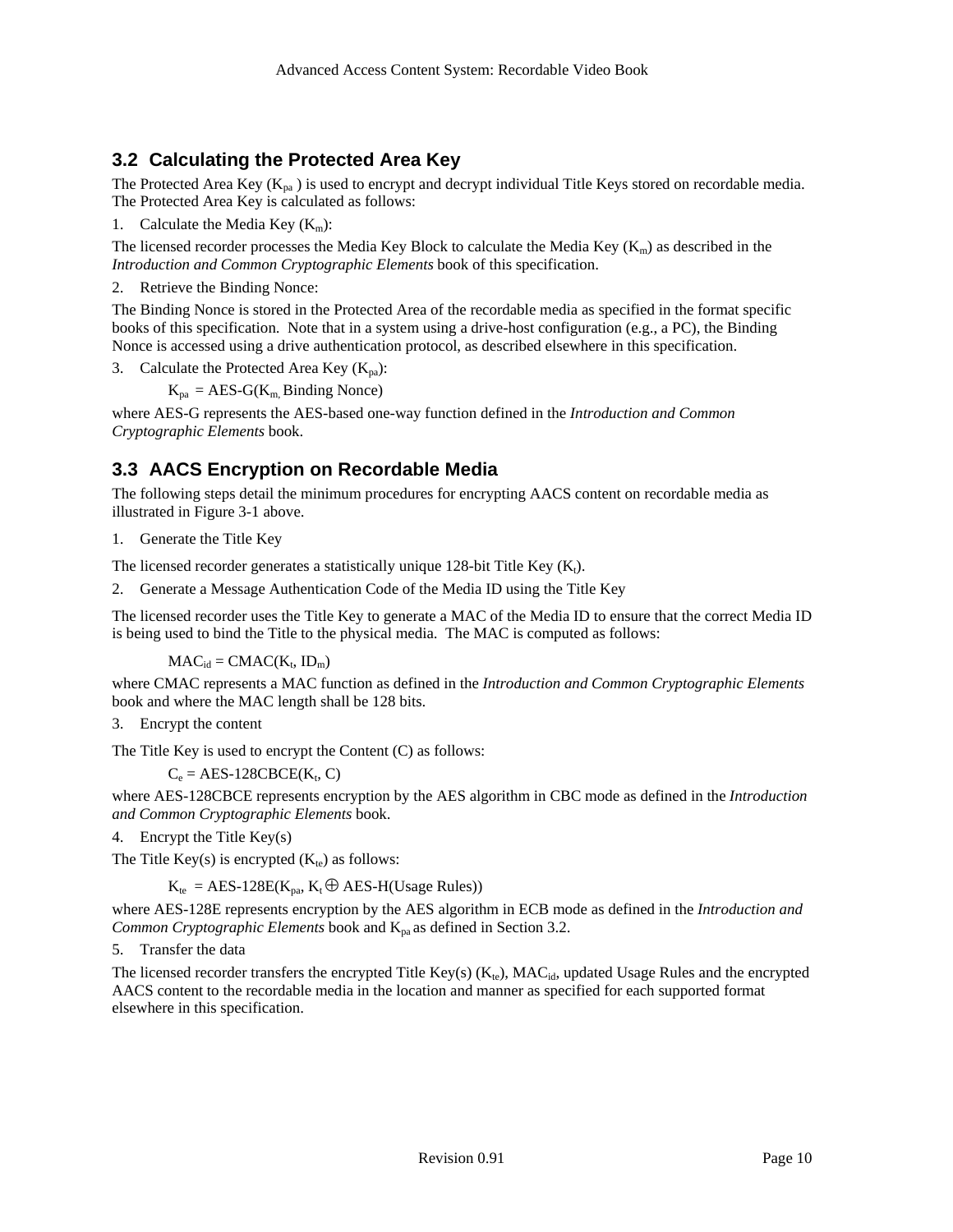## 3.2 Calculating the Protected Area Key

The Protected Area Key ($K_{pa}$) is used to encrypt and decrypt individual Title Keys stored on recordable media. The Protected Area Key is calculated as follows:

1. Calculate the Media Key ($K_m$):

The licensed recorder processes the Media Key Block to calculate the Media Key ($K_m$) as described in the *Introduction and Common Cryptographic Elements* book of this specification.

2. Retrieve the Binding Nonce:

The Binding Nonce is stored in the Protected Area of the recordable media as specified in the format specific books of this specification. Note that in a system using a drive-host configuration (e.g., a PC), the Binding Nonce is accessed using a drive authentication protocol, as described elsewhere in this specification.

3. Calculate the Protected Area Key ($K_{pa}$):

$$K_{pa} = \text{AES-G}(K_m, \text{Binding Nonce})$$

where AES-G represents the AES-based one-way function defined in the *Introduction and Common Cryptographic Elements* book.

## 3.3 AACS Encryption on Recordable Media

The following steps detail the minimum procedures for encrypting AACS content on recordable media as illustrated in Figure 3-1 above.

1. Generate the Title Key

The licensed recorder generates a statistically unique 128-bit Title Key ($K_t$).

2. Generate a Message Authentication Code of the Media ID using the Title Key

The licensed recorder uses the Title Key to generate a MAC of the Media ID to ensure that the correct Media ID is being used to bind the Title to the physical media. The MAC is computed as follows:

$$MAC_{id} = \text{CMAC}(K_t, ID_m)$$

where CMAC represents a MAC function as defined in the *Introduction and Common Cryptographic Elements* book and where the MAC length shall be 128 bits.

3. Encrypt the content

The Title Key is used to encrypt the Content (C) as follows:

$$C_e = \text{AES-128CBCE}(K_t, C)$$

where AES-128CBCE represents encryption by the AES algorithm in CBC mode as defined in the *Introduction and Common Cryptographic Elements* book.

4. Encrypt the Title Key(s)

The Title Key(s) is encrypted ($K_{te}$) as follows:

$$K_{te} = \text{AES-128E}(K_{pa}, K_t \oplus \text{AES-H(Usage Rules)})$$

where AES-128E represents encryption by the AES algorithm in ECB mode as defined in the *Introduction and Common Cryptographic Elements* book and $K_{pa}$ as defined in Section 3.2.

5. Transfer the data

The licensed recorder transfers the encrypted Title Key(s) ($K_{te}$), $MAC_{id}$, updated Usage Rules and the encrypted AACS content to the recordable media in the location and manner as specified for each supported format elsewhere in this specification.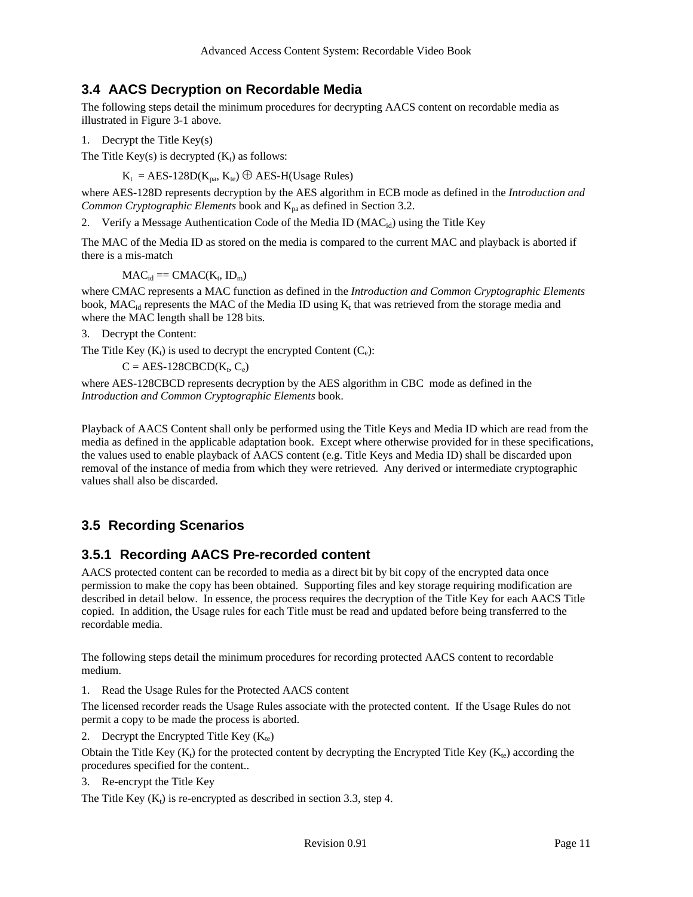## 3.4 AACS Decryption on Recordable Media

The following steps detail the minimum procedures for decrypting AACS content on recordable media as illustrated in Figure 3-1 above.

1. Decrypt the Title Key(s)

The Title Key(s) is decrypted ($K_t$) as follows:

$$K_t = \text{AES-128D}(K_{pa}, K_{te}) \oplus \text{AES-H}(\text{Usage Rules})$$

where AES-128D represents decryption by the AES algorithm in ECB mode as defined in the *Introduction and Common Cryptographic Elements* book and $K_{pa}$ as defined in Section 3.2.

2. Verify a Message Authentication Code of the Media ID ($MAC_{id}$) using the Title Key

The MAC of the Media ID as stored on the media is compared to the current MAC and playback is aborted if there is a mis-match

$$MAC_{id} == \text{CMAC}(K_t, ID_m)$$

where CMAC represents a MAC function as defined in the *Introduction and Common Cryptographic Elements* book, $MAC_{id}$ represents the MAC of the Media ID using $K_t$ that was retrieved from the storage media and where the MAC length shall be 128 bits.

3. Decrypt the Content:

The Title Key ($K_t$) is used to decrypt the encrypted Content ($C_e$):

$$C = \text{AES-128CBCD}(K_t, C_e)$$

where AES-128CBCD represents decryption by the AES algorithm in CBC mode as defined in the *Introduction and Common Cryptographic Elements* book.

Playback of AACS Content shall only be performed using the Title Keys and Media ID which are read from the media as defined in the applicable adaptation book. Except where otherwise provided for in these specifications, the values used to enable playback of AACS content (e.g. Title Keys and Media ID) shall be discarded upon removal of the instance of media from which they were retrieved. Any derived or intermediate cryptographic values shall also be discarded.

## 3.5 Recording Scenarios

### 3.5.1 Recording AACS Pre-recorded content

AACS protected content can be recorded to media as a direct bit by bit copy of the encrypted data once permission to make the copy has been obtained. Supporting files and key storage requiring modification are described in detail below. In essence, the process requires the decryption of the Title Key for each AACS Title copied. In addition, the Usage rules for each Title must be read and updated before being transferred to the recordable media.

The following steps detail the minimum procedures for recording protected AACS content to recordable medium.

1. Read the Usage Rules for the Protected AACS content

The licensed recorder reads the Usage Rules associate with the protected content. If the Usage Rules do not permit a copy to be made the process is aborted.

2. Decrypt the Encrypted Title Key ($K_{te}$)

Obtain the Title Key ($K_t$) for the protected content by decrypting the Encrypted Title Key ($K_{te}$) according the procedures specified for the content..

3. Re-encrypt the Title Key

The Title Key ($K_t$) is re-encrypted as described in section 3.3, step 4.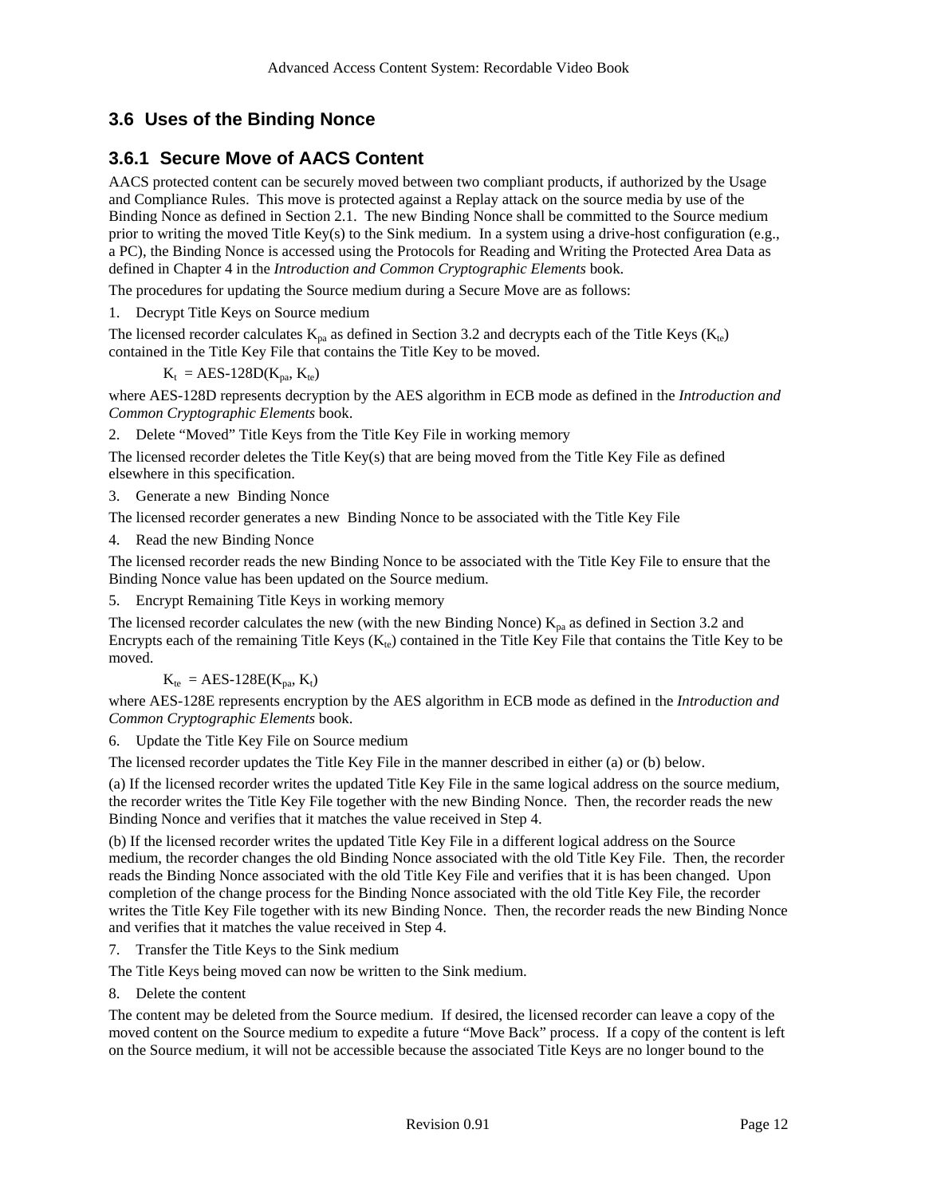## 3.6 Uses of the Binding Nonce

### 3.6.1 Secure Move of AACS Content

AACS protected content can be securely moved between two compliant products, if authorized by the Usage and Compliance Rules. This move is protected against a Replay attack on the source media by use of the Binding Nonce as defined in Section 2.1. The new Binding Nonce shall be committed to the Source medium prior to writing the moved Title Key(s) to the Sink medium. In a system using a drive-host configuration (e.g., a PC), the Binding Nonce is accessed using the Protocols for Reading and Writing the Protected Area Data as defined in Chapter 4 in the *Introduction and Common Cryptographic Elements* book.

The procedures for updating the Source medium during a Secure Move are as follows:

1. Decrypt Title Keys on Source medium

The licensed recorder calculates $K_{pa}$ as defined in Section 3.2 and decrypts each of the Title Keys ($K_{te}$) contained in the Title Key File that contains the Title Key to be moved.

$$K_t = \text{AES-128D}(K_{pa}, K_{te})$$

where AES-128D represents decryption by the AES algorithm in ECB mode as defined in the *Introduction and Common Cryptographic Elements* book.

2. Delete "Moved" Title Keys from the Title Key File in working memory

The licensed recorder deletes the Title Key(s) that are being moved from the Title Key File as defined elsewhere in this specification.

3. Generate a new Binding Nonce

The licensed recorder generates a new Binding Nonce to be associated with the Title Key File

4. Read the new Binding Nonce

The licensed recorder reads the new Binding Nonce to be associated with the Title Key File to ensure that the Binding Nonce value has been updated on the Source medium.

5. Encrypt Remaining Title Keys in working memory

The licensed recorder calculates the new (with the new Binding Nonce) $K_{pa}$ as defined in Section 3.2 and Encrypts each of the remaining Title Keys ($K_{te}$) contained in the Title Key File that contains the Title Key to be moved.

$$K_{te} = \text{AES-128E}(K_{pa}, K_t)$$

where AES-128E represents encryption by the AES algorithm in ECB mode as defined in the *Introduction and Common Cryptographic Elements* book.

6. Update the Title Key File on Source medium

The licensed recorder updates the Title Key File in the manner described in either (a) or (b) below.

(a) If the licensed recorder writes the updated Title Key File in the same logical address on the source medium, the recorder writes the Title Key File together with the new Binding Nonce. Then, the recorder reads the new Binding Nonce and verifies that it matches the value received in Step 4.

(b) If the licensed recorder writes the updated Title Key File in a different logical address on the Source medium, the recorder changes the old Binding Nonce associated with the old Title Key File. Then, the recorder reads the Binding Nonce associated with the old Title Key File and verifies that it is has been changed. Upon completion of the change process for the Binding Nonce associated with the old Title Key File, the recorder writes the Title Key File together with its new Binding Nonce. Then, the recorder reads the new Binding Nonce and verifies that it matches the value received in Step 4.

7. Transfer the Title Keys to the Sink medium

The Title Keys being moved can now be written to the Sink medium.

8. Delete the content

The content may be deleted from the Source medium. If desired, the licensed recorder can leave a copy of the moved content on the Source medium to expedite a future "Move Back" process. If a copy of the content is left on the Source medium, it will not be accessible because the associated Title Keys are no longer bound to the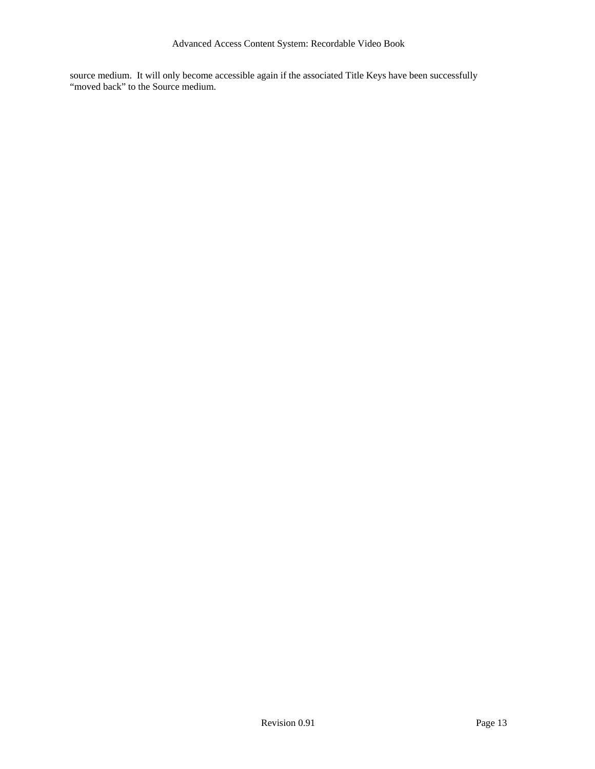source medium. It will only become accessible again if the associated Title Keys have been successfully "moved back" to the Source medium.